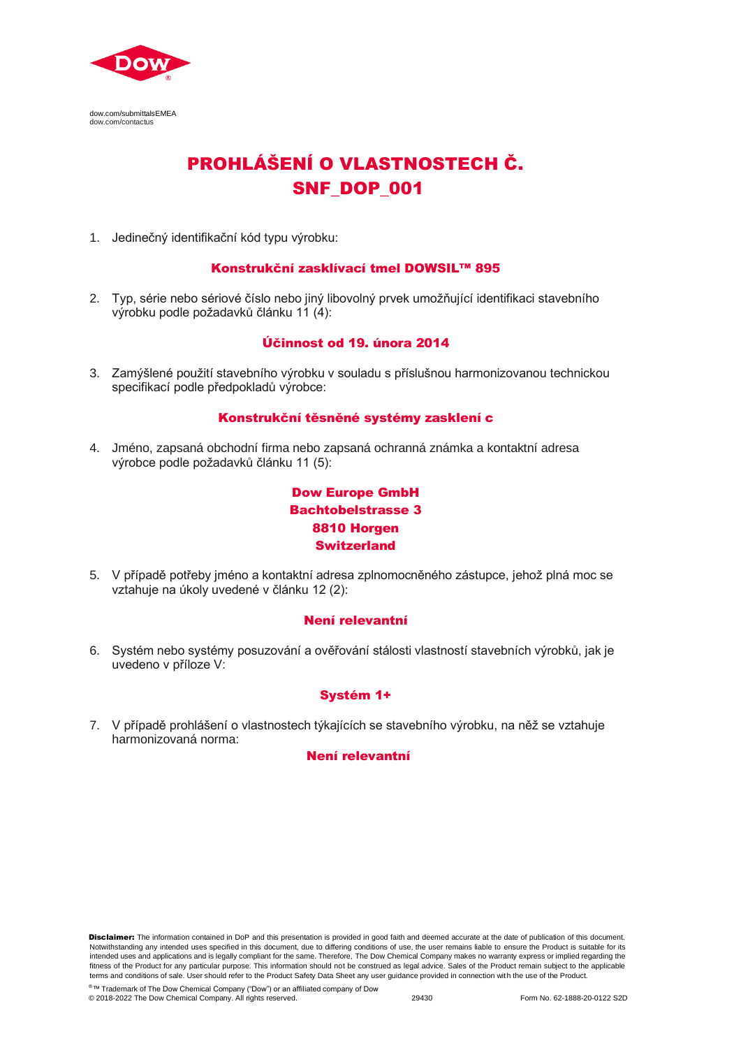dow.com/submittalsEMEA
dow.com/contactus

# PROHLÁŠENÍ O VLASTNOSTECH Č. SNF_DOP_001

1. Jedinečný identifikační kód typu výrobku:

**Konstrukční zasklívací tmel DOWSIL™ 895**

2. Typ, série nebo sériové číslo nebo jiný libovolný prvek umožňující identifikaci stavebního výrobku podle požadavků článku 11 (4):

**Účinnost od 19. února 2014**

3. Zamýšlené použití stavebního výrobku v souladu s příslušnou harmonizovanou technickou specifikací podle předpokladů výrobce:

**Konstrukční těsněné systémy zasklení c**

4. Jméno, zapsaná obchodní firma nebo zapsaná ochranná známka a kontaktní adresa výrobce podle požadavků článku 11 (5):

**Dow Europe GmbH**
**Bachtobelstrasse 3**
**8810 Horgen**
**Switzerland**

5. V případě potřeby jméno a kontaktní adresa zplnomocněného zástupce, jehož plná moc se vztahuje na úkoly uvedené v článku 12 (2):

**Není relevantní**

6. Systém nebo systémy posuzování a ověřování stálosti vlastností stavebních výrobků, jak je uvedeno v příloze V:

**Systém 1+**

7. V případě prohlášení o vlastnostech týkajících se stavebního výrobku, na něž se vztahuje harmonizovaná norma:

**Není relevantní**

**Disclaimer:** The information contained in DoP and this presentation is provided in good faith and deemed accurate at the date of publication of this document. Notwithstanding any intended uses specified in this document, due to differing conditions of use, the user remains liable to ensure the Product is suitable for its intended uses and applications and is legally compliant for the same. Therefore, The Dow Chemical Company makes no warranty express or implied regarding the fitness of the Product for any particular purpose. This information should not be construed as legal advice. Sales of the Product remain subject to the applicable terms and conditions of sale. User should refer to the Product Safety Data Sheet any user guidance provided in connection with the use of the Product.

®™ Trademark of The Dow Chemical Company ("Dow") or an affiliated company of Dow
© 2018-2022 The Dow Chemical Company. All rights reserved. 29430 Form No. 62-1888-20-0122 S2D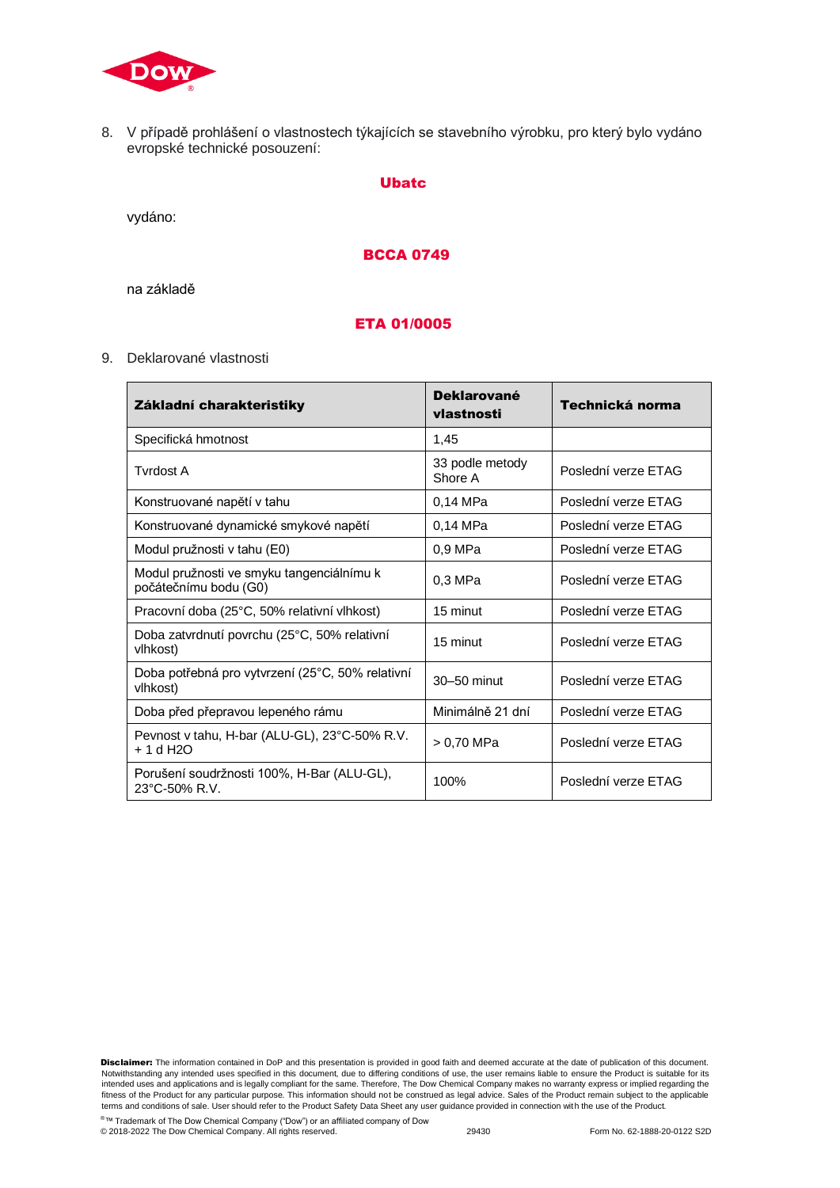8. V případě prohlášení o vlastnostech týkajících se stavebního výrobku, pro který bylo vydáno evropské technické posouzení:

**Ubatc**

vydáno:

**BCCA 0749**

na základě

**ETA 01/0005**

9. Deklarované vlastnosti

| Základní charakteristiky | Deklarované vlastnosti | Technická norma |
|---|---|---|
| Specifická hmotnost | 1,45 | |
| Tvrdost A | 33 podle metody Shore A | Poslední verze ETAG |
| Konstruované napětí v tahu | 0,14 MPa | Poslední verze ETAG |
| Konstruované dynamické smykové napětí | 0,14 MPa | Poslední verze ETAG |
| Modul pružnosti v tahu (E0) | 0,9 MPa | Poslední verze ETAG |
| Modul pružnosti ve smyku tangenciálnímu k počátečnímu bodu (G0) | 0,3 MPa | Poslední verze ETAG |
| Pracovní doba (25°C, 50% relativní vlhkost) | 15 minut | Poslední verze ETAG |
| Doba zatvrdnutí povrchu (25°C, 50% relativní vlhkost) | 15 minut | Poslední verze ETAG |
| Doba potřebná pro vytvrzení (25°C, 50% relativní vlhkost) | 30–50 minut | Poslední verze ETAG |
| Doba před přepravou lepeného rámu | Minimálně 21 dní | Poslední verze ETAG |
| Pevnost v tahu, H-bar (ALU-GL), 23°C-50% R.V. + 1 d $H_2O$ | > 0,70 MPa | Poslední verze ETAG |
| Porušení soudržnosti 100%, H-Bar (ALU-GL), 23°C-50% R.V. | 100% | Poslední verze ETAG |

**Disclaimer:** The information contained in DoP and this presentation is provided in good faith and deemed accurate at the date of publication of this document. Notwithstanding any intended uses specified in this document, due to differing conditions of use, the user remains liable to ensure the Product is suitable for its intended uses and applications and is legally compliant for the same. Therefore, The Dow Chemical Company makes no warranty express or implied regarding the fitness of the Product for any particular purpose. This information should not be construed as legal advice. Sales of the Product remain subject to the applicable terms and conditions of sale. User should refer to the Product Safety Data Sheet any user guidance provided in connection with the use of the Product.

®™ Trademark of The Dow Chemical Company ("Dow") or an affiliated company of Dow
© 2018-2022 The Dow Chemical Company. All rights reserved. 29430 Form No. 62-1888-20-0122 S2D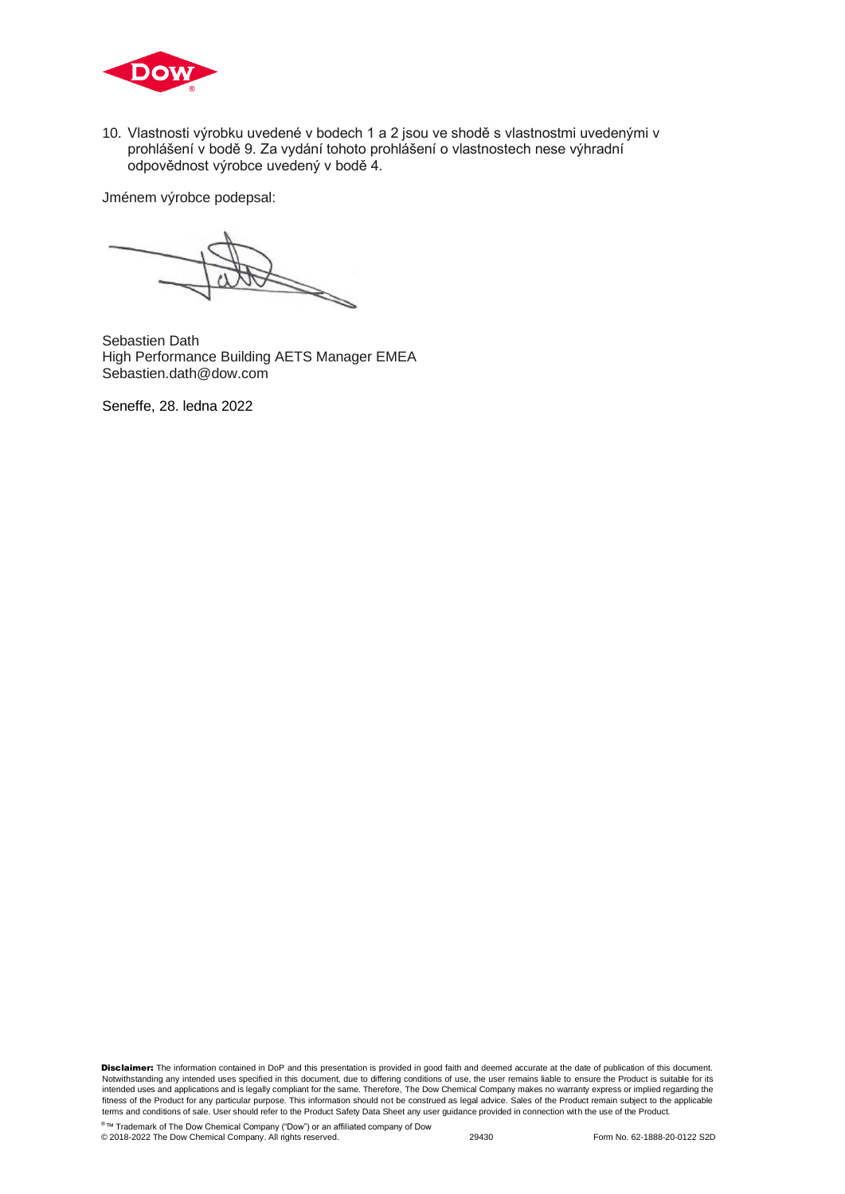10. Vlastnosti výrobku uvedené v bodech 1 a 2 jsou ve shodě s vlastnostmi uvedenými v prohlášení v bodě 9. Za vydání tohoto prohlášení o vlastnostech nese výhradní odpovědnost výrobce uvedený v bodě 4.

Jménem výrobce podepsal:

Sebastien Dath
High Performance Building AETS Manager EMEA
Sebastien.dath@dow.com

Seneffe, 28. ledna 2022

**Disclaimer:** The information contained in DoP and this presentation is provided in good faith and deemed accurate at the date of publication of this document. Notwithstanding any intended uses specified in this document, due to differing conditions of use, the user remains liable to ensure the Product is suitable for its intended uses and applications and is legally compliant for the same. Therefore, The Dow Chemical Company makes no warranty express or implied regarding the fitness of the Product for any particular purpose. This information should not be construed as legal advice. Sales of the Product remain subject to the applicable terms and conditions of sale. User should refer to the Product Safety Data Sheet any user guidance provided in connection with the use of the Product.

®™ Trademark of The Dow Chemical Company ("Dow") or an affiliated company of Dow
© 2018-2022 The Dow Chemical Company. All rights reserved. 29430 Form No. 62-1888-20-0122 S2D